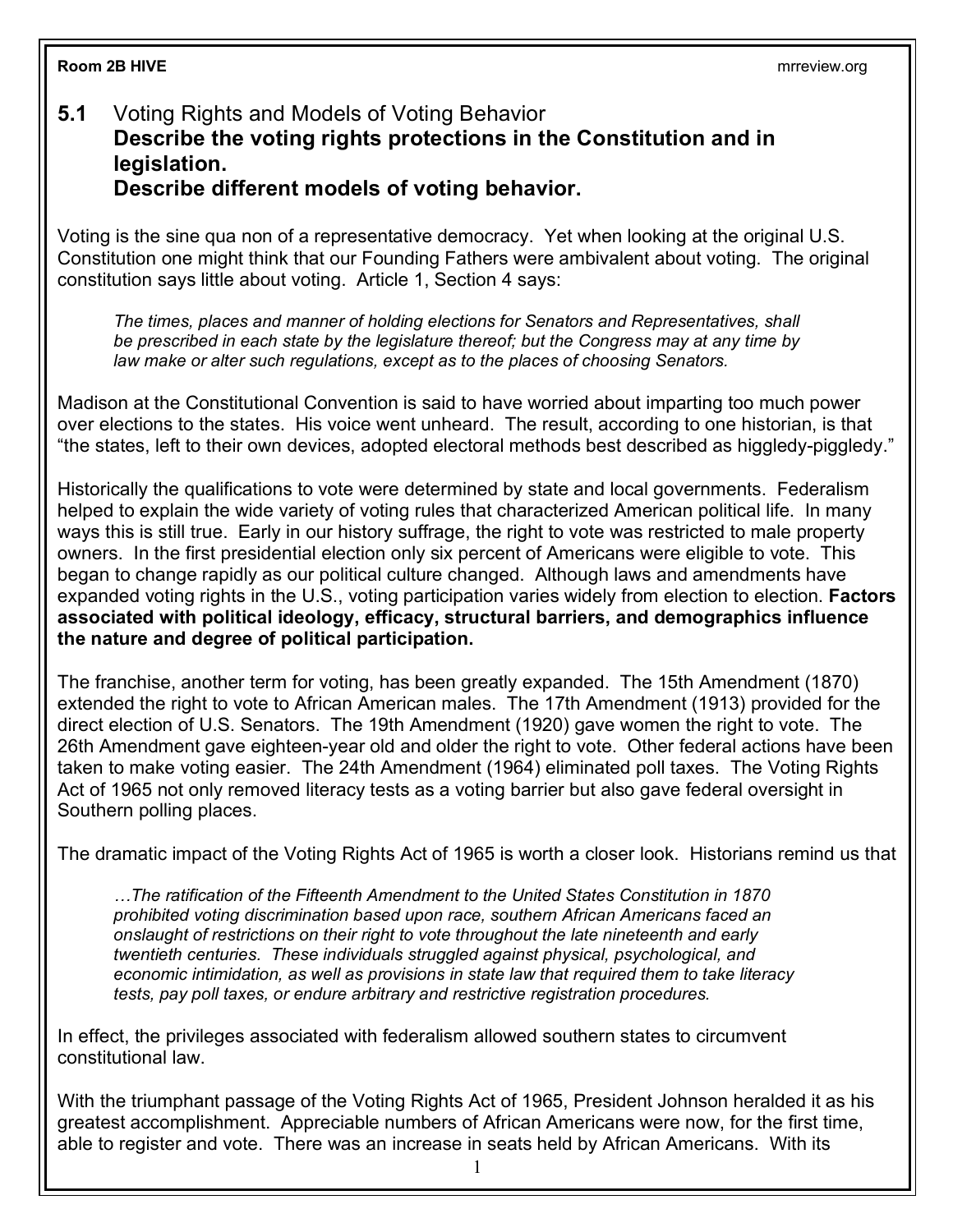## 5.1 Voting Rights and Models of Voting Behavior

**Describe the voting rights protections in the Constitution and in legislation.**

**Describe different models of voting behavior.**

Voting is the sine qua non of a representative democracy. Yet when looking at the original U.S. Constitution one might think that our Founding Fathers were ambivalent about voting. The original constitution says little about voting. Article 1, Section 4 says:

> *The times, places and manner of holding elections for Senators and Representatives, shall be prescribed in each state by the legislature thereof; but the Congress may at any time by law make or alter such regulations, except as to the places of choosing Senators.*

Madison at the Constitutional Convention is said to have worried about imparting too much power over elections to the states. His voice went unheard. The result, according to one historian, is that "the states, left to their own devices, adopted electoral methods best described as higgledy-piggledy."

Historically the qualifications to vote were determined by state and local governments. Federalism helped to explain the wide variety of voting rules that characterized American political life. In many ways this is still true. Early in our history suffrage, the right to vote was restricted to male property owners. In the first presidential election only six percent of Americans were eligible to vote. This began to change rapidly as our political culture changed. Although laws and amendments have expanded voting rights in the U.S., voting participation varies widely from election to election. **Factors associated with political ideology, efficacy, structural barriers, and demographics influence the nature and degree of political participation.**

The franchise, another term for voting, has been greatly expanded. The 15th Amendment (1870) extended the right to vote to African American males. The 17th Amendment (1913) provided for the direct election of U.S. Senators. The 19th Amendment (1920) gave women the right to vote. The 26th Amendment gave eighteen-year old and older the right to vote. Other federal actions have been taken to make voting easier. The 24th Amendment (1964) eliminated poll taxes. The Voting Rights Act of 1965 not only removed literacy tests as a voting barrier but also gave federal oversight in Southern polling places.

The dramatic impact of the Voting Rights Act of 1965 is worth a closer look. Historians remind us that

> *…The ratification of the Fifteenth Amendment to the United States Constitution in 1870 prohibited voting discrimination based upon race, southern African Americans faced an onslaught of restrictions on their right to vote throughout the late nineteenth and early twentieth centuries. These individuals struggled against physical, psychological, and economic intimidation, as well as provisions in state law that required them to take literacy tests, pay poll taxes, or endure arbitrary and restrictive registration procedures.*

In effect, the privileges associated with federalism allowed southern states to circumvent constitutional law.

With the triumphant passage of the Voting Rights Act of 1965, President Johnson heralded it as his greatest accomplishment. Appreciable numbers of African Americans were now, for the first time, able to register and vote. There was an increase in seats held by African Americans. With its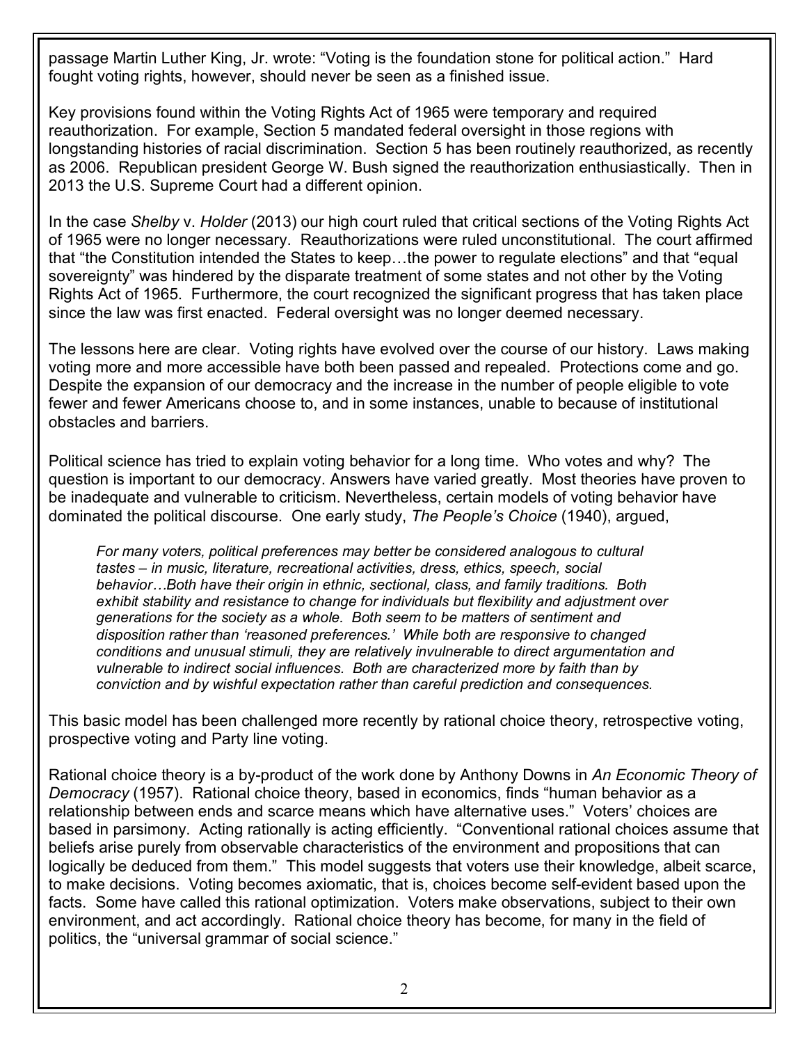passage Martin Luther King, Jr. wrote: "Voting is the foundation stone for political action." Hard fought voting rights, however, should never be seen as a finished issue.

Key provisions found within the Voting Rights Act of 1965 were temporary and required reauthorization. For example, Section 5 mandated federal oversight in those regions with longstanding histories of racial discrimination. Section 5 has been routinely reauthorized, as recently as 2006. Republican president George W. Bush signed the reauthorization enthusiastically. Then in 2013 the U.S. Supreme Court had a different opinion.

In the case *Shelby* v. *Holder* (2013) our high court ruled that critical sections of the Voting Rights Act of 1965 were no longer necessary. Reauthorizations were ruled unconstitutional. The court affirmed that "the Constitution intended the States to keep…the power to regulate elections" and that "equal sovereignty" was hindered by the disparate treatment of some states and not other by the Voting Rights Act of 1965. Furthermore, the court recognized the significant progress that has taken place since the law was first enacted. Federal oversight was no longer deemed necessary.

The lessons here are clear. Voting rights have evolved over the course of our history. Laws making voting more and more accessible have both been passed and repealed. Protections come and go. Despite the expansion of our democracy and the increase in the number of people eligible to vote fewer and fewer Americans choose to, and in some instances, unable to because of institutional obstacles and barriers.

Political science has tried to explain voting behavior for a long time. Who votes and why? The question is important to our democracy. Answers have varied greatly. Most theories have proven to be inadequate and vulnerable to criticism. Nevertheless, certain models of voting behavior have dominated the political discourse. One early study, *The People's Choice* (1940), argued,

> *For many voters, political preferences may better be considered analogous to cultural tastes – in music, literature, recreational activities, dress, ethics, speech, social behavior…Both have their origin in ethnic, sectional, class, and family traditions. Both exhibit stability and resistance to change for individuals but flexibility and adjustment over generations for the society as a whole. Both seem to be matters of sentiment and disposition rather than 'reasoned preferences.' While both are responsive to changed conditions and unusual stimuli, they are relatively invulnerable to direct argumentation and vulnerable to indirect social influences. Both are characterized more by faith than by conviction and by wishful expectation rather than careful prediction and consequences.*

This basic model has been challenged more recently by rational choice theory, retrospective voting, prospective voting and Party line voting.

Rational choice theory is a by-product of the work done by Anthony Downs in *An Economic Theory of Democracy* (1957). Rational choice theory, based in economics, finds "human behavior as a relationship between ends and scarce means which have alternative uses." Voters' choices are based in parsimony. Acting rationally is acting efficiently. "Conventional rational choices assume that beliefs arise purely from observable characteristics of the environment and propositions that can logically be deduced from them." This model suggests that voters use their knowledge, albeit scarce, to make decisions. Voting becomes axiomatic, that is, choices become self-evident based upon the facts. Some have called this rational optimization. Voters make observations, subject to their own environment, and act accordingly. Rational choice theory has become, for many in the field of politics, the "universal grammar of social science."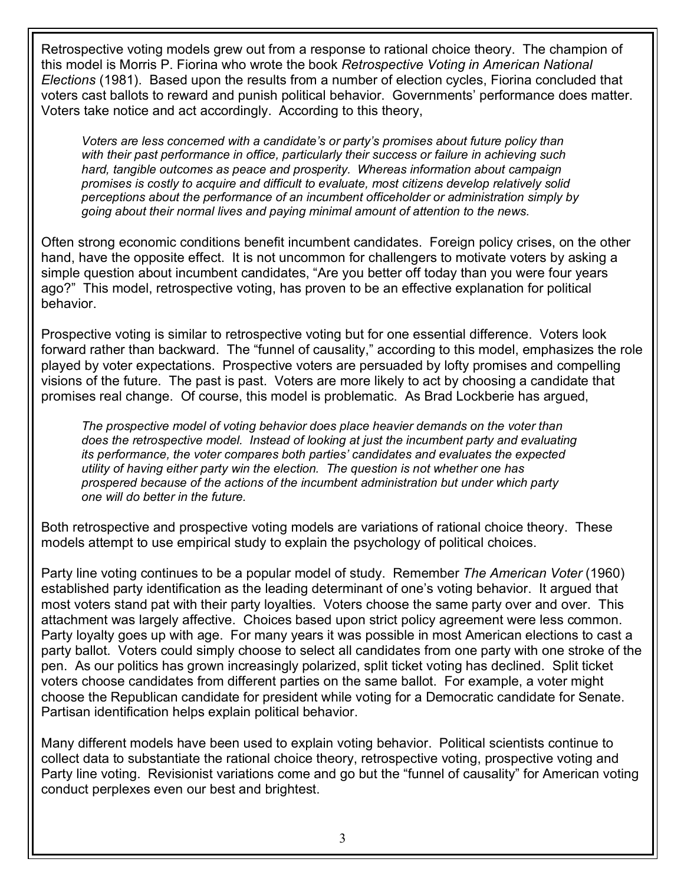Retrospective voting models grew out from a response to rational choice theory. The champion of this model is Morris P. Fiorina who wrote the book *Retrospective Voting in American National Elections* (1981). Based upon the results from a number of election cycles, Fiorina concluded that voters cast ballots to reward and punish political behavior. Governments' performance does matter. Voters take notice and act accordingly. According to this theory,

> *Voters are less concerned with a candidate's or party's promises about future policy than with their past performance in office, particularly their success or failure in achieving such hard, tangible outcomes as peace and prosperity. Whereas information about campaign promises is costly to acquire and difficult to evaluate, most citizens develop relatively solid perceptions about the performance of an incumbent officeholder or administration simply by going about their normal lives and paying minimal amount of attention to the news.*

Often strong economic conditions benefit incumbent candidates. Foreign policy crises, on the other hand, have the opposite effect. It is not uncommon for challengers to motivate voters by asking a simple question about incumbent candidates, "Are you better off today than you were four years ago?" This model, retrospective voting, has proven to be an effective explanation for political behavior.

Prospective voting is similar to retrospective voting but for one essential difference. Voters look forward rather than backward. The "funnel of causality," according to this model, emphasizes the role played by voter expectations. Prospective voters are persuaded by lofty promises and compelling visions of the future. The past is past. Voters are more likely to act by choosing a candidate that promises real change. Of course, this model is problematic. As Brad Lockberie has argued,

> *The prospective model of voting behavior does place heavier demands on the voter than does the retrospective model. Instead of looking at just the incumbent party and evaluating its performance, the voter compares both parties' candidates and evaluates the expected utility of having either party win the election. The question is not whether one has prospered because of the actions of the incumbent administration but under which party one will do better in the future.*

Both retrospective and prospective voting models are variations of rational choice theory. These models attempt to use empirical study to explain the psychology of political choices.

Party line voting continues to be a popular model of study. Remember *The American Voter* (1960) established party identification as the leading determinant of one's voting behavior. It argued that most voters stand pat with their party loyalties. Voters choose the same party over and over. This attachment was largely affective. Choices based upon strict policy agreement were less common. Party loyalty goes up with age. For many years it was possible in most American elections to cast a party ballot. Voters could simply choose to select all candidates from one party with one stroke of the pen. As our politics has grown increasingly polarized, split ticket voting has declined. Split ticket voters choose candidates from different parties on the same ballot. For example, a voter might choose the Republican candidate for president while voting for a Democratic candidate for Senate. Partisan identification helps explain political behavior.

Many different models have been used to explain voting behavior. Political scientists continue to collect data to substantiate the rational choice theory, retrospective voting, prospective voting and Party line voting. Revisionist variations come and go but the "funnel of causality" for American voting conduct perplexes even our best and brightest.